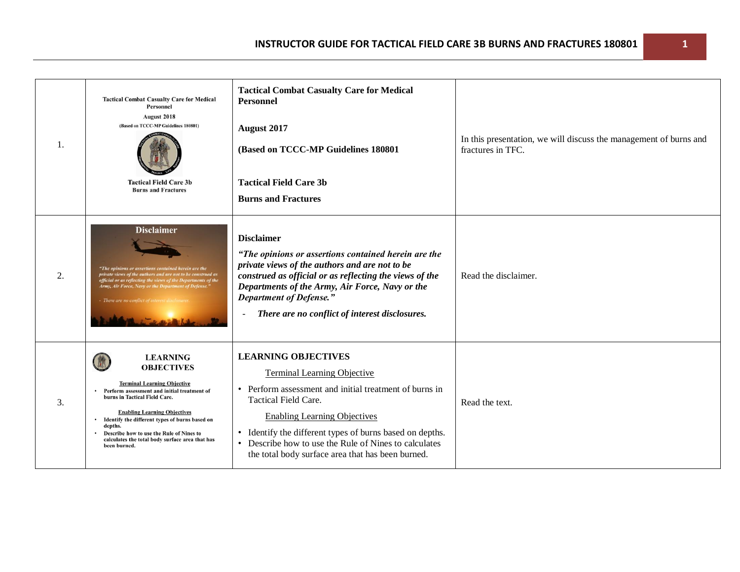| | | | |
|---|---|---|---|
| 1. | Tactical Combat Casualty Care for Medical Personnel<br>August 2018<br>(Based on TCCC-MP Guidelines 180801)<br>Tactical Field Care 3b<br>Burns and Fractures | **Tactical Combat Casualty Care for Medical Personnel**<br><br>**August 2017**<br><br>**(Based on TCCC-MP Guidelines 180801**<br><br>**Tactical Field Care 3b**<br><br>**Burns and Fractures** | In this presentation, we will discuss the management of burns and fractures in TFC. |
| 2. | Disclaimer<br>*"The opinions or assertions contained herein are the private views of the authors and are not to be construed as official or as reflecting the views of the Departments of the Army, Air Force, Navy or the Department of Defense."*<br>*- There are no conflict of interest disclosures.* | **Disclaimer**<br><br>***"The opinions or assertions contained herein are the private views of the authors and are not to be construed as official or as reflecting the views of the Departments of the Army, Air Force, Navy or the Department of Defense."***<br><br>- ***There are no conflict of interest disclosures.*** | Read the disclaimer. |
| 3. | LEARNING OBJECTIVES<br>Terminal Learning Objective<br>• Perform assessment and initial treatment of burns in Tactical Field Care.<br>Enabling Learning Objectives<br>• Identify the different types of burns based on depths.<br>• Describe how to use the Rule of Nines to calculates the total body surface area that has been burned. | **LEARNING OBJECTIVES**<br><br><u>Terminal Learning Objective</u><br><br>• Perform assessment and initial treatment of burns in Tactical Field Care.<br><br><u>Enabling Learning Objectives</u><br><br>• Identify the different types of burns based on depths.<br>• Describe how to use the Rule of Nines to calculates the total body surface area that has been burned. | Read the text. |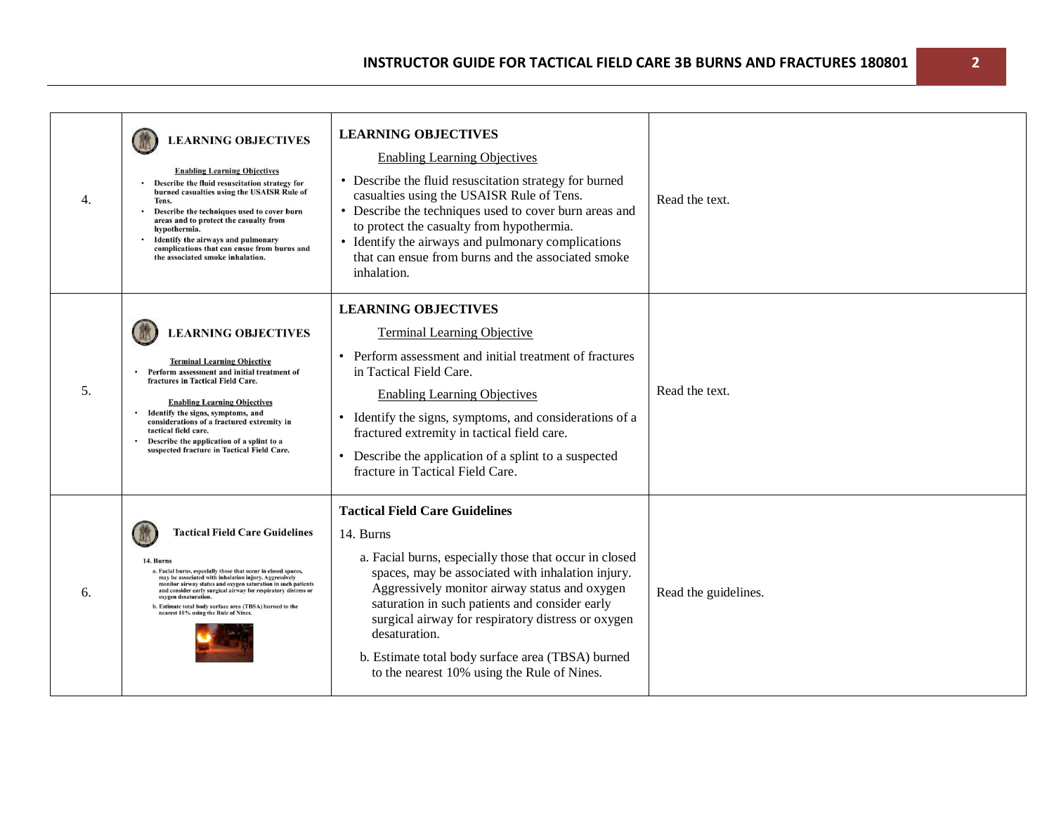| | | | |
|---|---|---|---|
| 4. | **LEARNING OBJECTIVES** Enabling Learning Objectives • Describe the fluid resuscitation strategy for burned casualties using the USAISR Rule of Tens. • Describe the techniques used to cover burn areas and to protect the casualty from hypothermia. • Identify the airways and pulmonary complications that can ensue from burns and the associated smoke inhalation. | **LEARNING OBJECTIVES**<br>Enabling Learning Objectives<br>• Describe the fluid resuscitation strategy for burned casualties using the USAISR Rule of Tens.<br>• Describe the techniques used to cover burn areas and to protect the casualty from hypothermia.<br>• Identify the airways and pulmonary complications that can ensue from burns and the associated smoke inhalation. | Read the text. |
| 5. | **LEARNING OBJECTIVES** Terminal Learning Objective • Perform assessment and initial treatment of fractures in Tactical Field Care. Enabling Learning Objectives • Identify the signs, symptoms, and considerations of a fractured extremity in tactical field care. • Describe the application of a splint to a suspected fracture in Tactical Field Care. | **LEARNING OBJECTIVES**<br>Terminal Learning Objective<br>• Perform assessment and initial treatment of fractures in Tactical Field Care.<br>Enabling Learning Objectives<br>• Identify the signs, symptoms, and considerations of a fractured extremity in tactical field care.<br>• Describe the application of a splint to a suspected fracture in Tactical Field Care. | Read the text. |
| 6. | **Tactical Field Care Guidelines** 14. Burns a. Facial burns, especially those that occur in closed spaces, may be associated with inhalation injury. Aggressively monitor airway status and oxygen saturation in such patients and consider early surgical airway for respiratory distress or oxygen desaturation. b. Estimate total body surface area (TBSA) burned to the nearest 10% using the Rule of Nines. | **Tactical Field Care Guidelines**<br>14. Burns<br>a. Facial burns, especially those that occur in closed spaces, may be associated with inhalation injury. Aggressively monitor airway status and oxygen saturation in such patients and consider early surgical airway for respiratory distress or oxygen desaturation.<br>b. Estimate total body surface area (TBSA) burned to the nearest 10% using the Rule of Nines. | Read the guidelines. |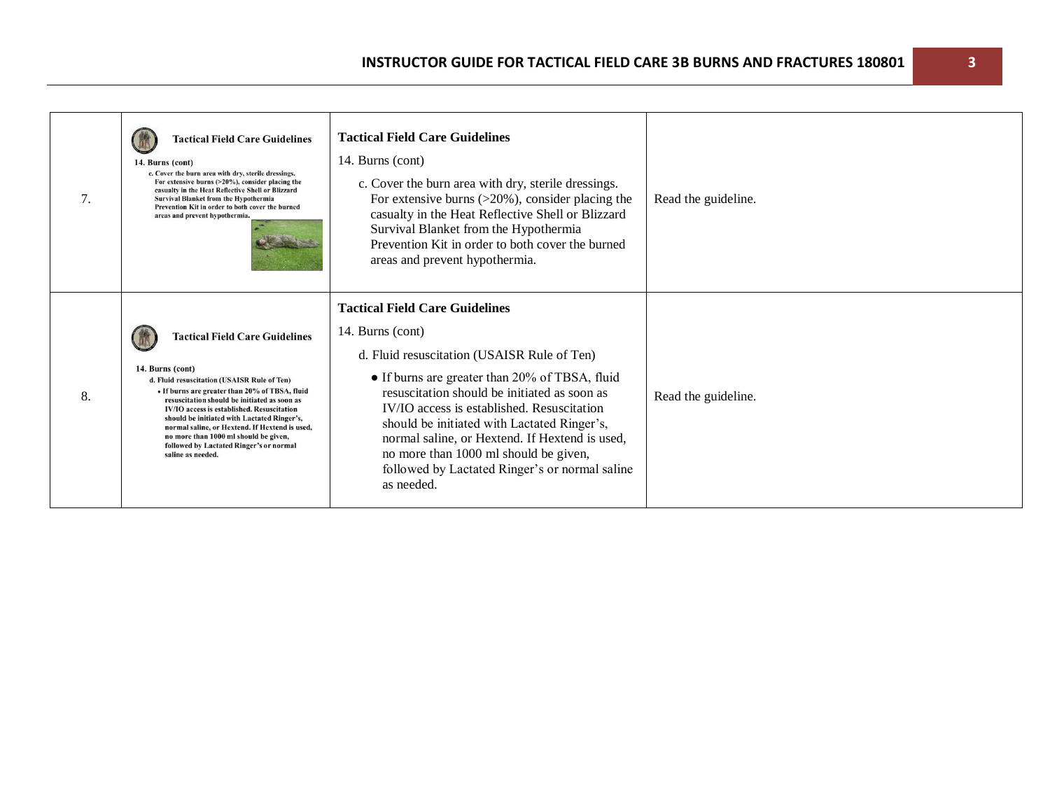| | | | |
|---|---|---|---|
| 7. | **Tactical Field Care Guidelines**<br>14. Burns (cont)<br>c. Cover the burn area with dry, sterile dressings. For extensive burns (>20%), consider placing the casualty in the Heat Reflective Shell or Blizzard Survival Blanket from the Hypothermia Prevention Kit in order to both cover the burned areas and prevent hypothermia. | **Tactical Field Care Guidelines**<br>14. Burns (cont)<br>c. Cover the burn area with dry, sterile dressings. For extensive burns (>20%), consider placing the casualty in the Heat Reflective Shell or Blizzard Survival Blanket from the Hypothermia Prevention Kit in order to both cover the burned areas and prevent hypothermia. | Read the guideline. |
| 8. | **Tactical Field Care Guidelines**<br>14. Burns (cont)<br>d. Fluid resuscitation (USAISR Rule of Ten)<br>• If burns are greater than 20% of TBSA, fluid resuscitation should be initiated as soon as IV/IO access is established. Resuscitation should be initiated with Lactated Ringer's, normal saline, or Hextend. If Hextend is used, no more than 1000 ml should be given, followed by Lactated Ringer's or normal saline as needed. | **Tactical Field Care Guidelines**<br>14. Burns (cont)<br>d. Fluid resuscitation (USAISR Rule of Ten)<br>• If burns are greater than 20% of TBSA, fluid resuscitation should be initiated as soon as IV/IO access is established. Resuscitation should be initiated with Lactated Ringer's, normal saline, or Hextend. If Hextend is used, no more than 1000 ml should be given, followed by Lactated Ringer's or normal saline as needed. | Read the guideline. |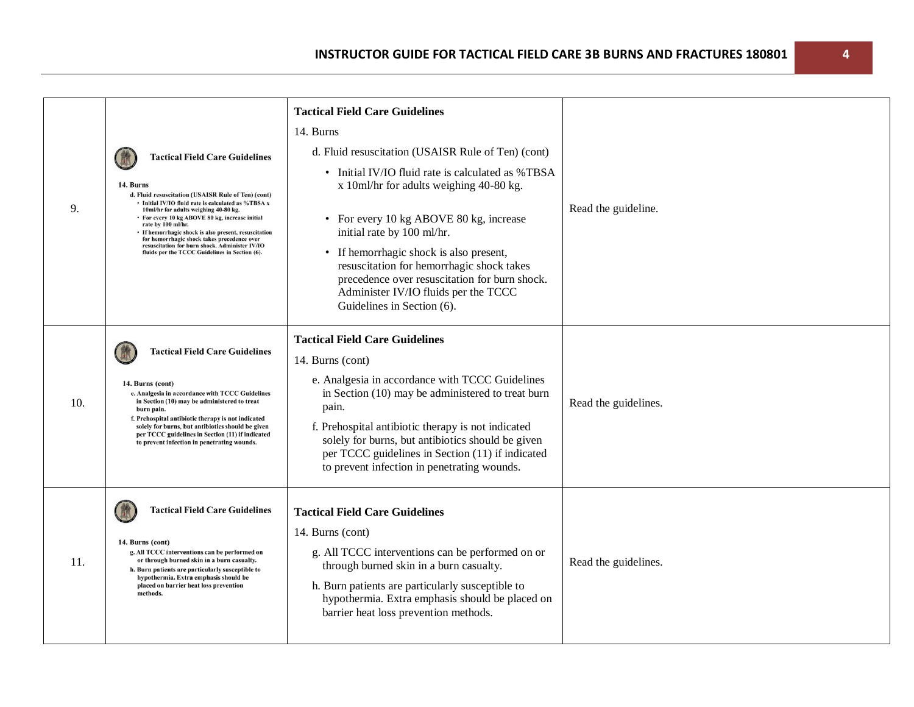| | | | |
|---|---|---|---|
| 9. | **Tactical Field Care Guidelines**<br>14. Burns<br>d. Fluid resuscitation (USAISR Rule of Ten) (cont)<br>• Initial IV/IO fluid rate is calculated as %TBSA x 10ml/hr for adults weighing 40-80 kg.<br>• For every 10 kg ABOVE 80 kg, increase initial rate by 100 ml/hr.<br>• If hemorrhagic shock is also present, resuscitation for hemorrhagic shock takes precedence over resuscitation for burn shock. Administer IV/IO fluids per the TCCC Guidelines in Section (6). | **Tactical Field Care Guidelines**<br>14. Burns<br>d. Fluid resuscitation (USAISR Rule of Ten) (cont)<br>• Initial IV/IO fluid rate is calculated as %TBSA x 10ml/hr for adults weighing 40-80 kg.<br>• For every 10 kg ABOVE 80 kg, increase initial rate by 100 ml/hr.<br>• If hemorrhagic shock is also present, resuscitation for hemorrhagic shock takes precedence over resuscitation for burn shock. Administer IV/IO fluids per the TCCC Guidelines in Section (6). | Read the guideline. |
| 10. | **Tactical Field Care Guidelines**<br>14. Burns (cont)<br>e. Analgesia in accordance with TCCC Guidelines in Section (10) may be administered to treat burn pain.<br>f. Prehospital antibiotic therapy is not indicated solely for burns, but antibiotics should be given per TCCC guidelines in Section (11) if indicated to prevent infection in penetrating wounds. | **Tactical Field Care Guidelines**<br>14. Burns (cont)<br>e. Analgesia in accordance with TCCC Guidelines in Section (10) may be administered to treat burn pain.<br>f. Prehospital antibiotic therapy is not indicated solely for burns, but antibiotics should be given per TCCC guidelines in Section (11) if indicated to prevent infection in penetrating wounds. | Read the guidelines. |
| 11. | **Tactical Field Care Guidelines**<br>14. Burns (cont)<br>g. All TCCC interventions can be performed on or through burned skin in a burn casualty.<br>h. Burn patients are particularly susceptible to hypothermia. Extra emphasis should be placed on barrier heat loss prevention methods. | **Tactical Field Care Guidelines**<br>14. Burns (cont)<br>g. All TCCC interventions can be performed on or through burned skin in a burn casualty.<br>h. Burn patients are particularly susceptible to hypothermia. Extra emphasis should be placed on barrier heat loss prevention methods. | Read the guidelines. |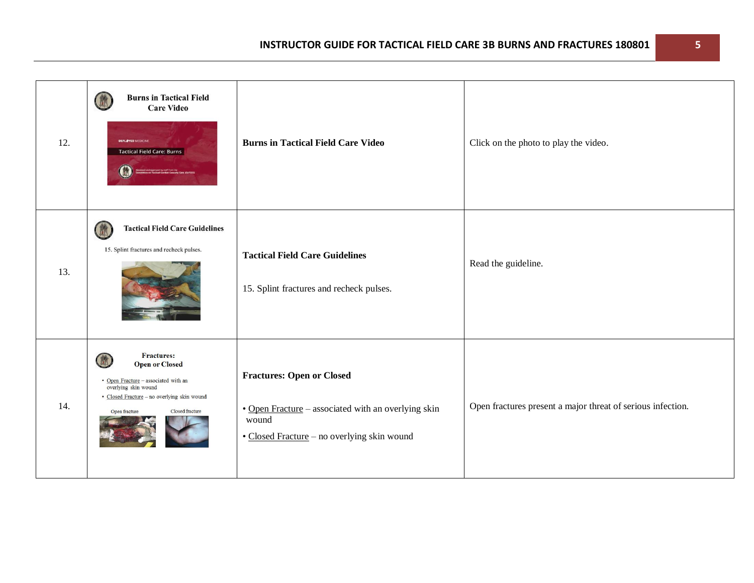| | | | |
|---|---|---|---|
| 12. | **Burns in Tactical Field Care Video** DEPLOYED MEDICINE Tactical Field Care: Burns | **Burns in Tactical Field Care Video** | Click on the photo to play the video. |
| 13. | **Tactical Field Care Guidelines** 15. Splint fractures and recheck pulses. | **Tactical Field Care Guidelines**<br><br>15. Splint fractures and recheck pulses. | Read the guideline. |
| 14. | **Fractures: Open or Closed** • Open Fracture – associated with an overlying skin wound • Closed Fracture – no overlying skin wound Open fracture Closed fracture | **Fractures: Open or Closed**<br><br>• Open Fracture – associated with an overlying skin wound<br>• Closed Fracture – no overlying skin wound | Open fractures present a major threat of serious infection. |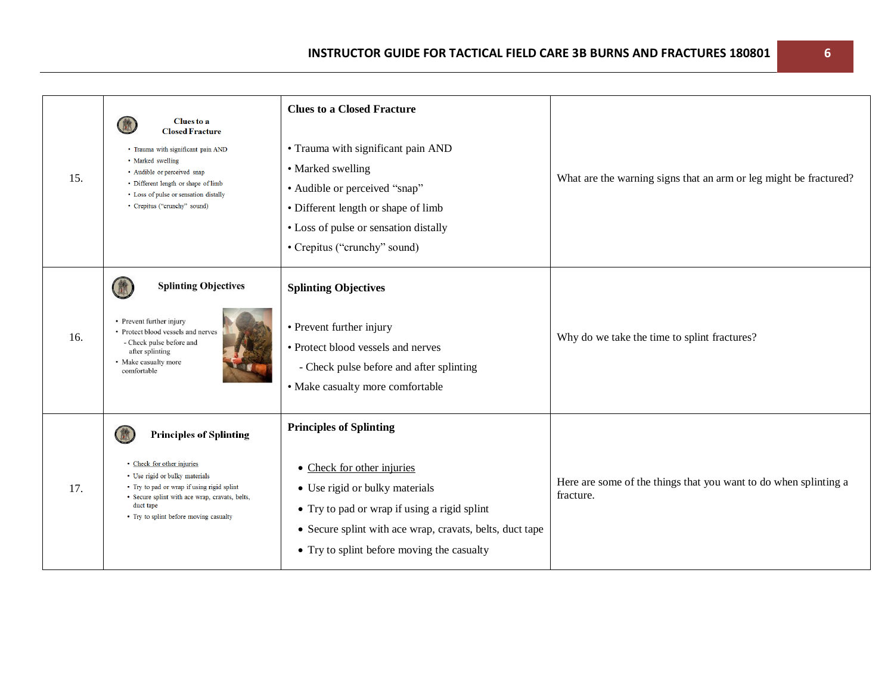| | | | |
|---|---|---|---|
| 15. | **Clues to a Closed Fracture**<br>• Trauma with significant pain AND<br>• Marked swelling<br>• Audible or perceived snap<br>• Different length or shape of limb<br>• Loss of pulse or sensation distally<br>• Crepitus ("crunchy" sound) | **Clues to a Closed Fracture**<br><br>• Trauma with significant pain AND<br>• Marked swelling<br>• Audible or perceived "snap"<br>• Different length or shape of limb<br>• Loss of pulse or sensation distally<br>• Crepitus ("crunchy" sound) | What are the warning signs that an arm or leg might be fractured? |
| 16. | **Splinting Objectives**<br>• Prevent further injury<br>• Protect blood vessels and nerves<br>- Check pulse before and after splinting<br>• Make casualty more comfortable | **Splinting Objectives**<br><br>• Prevent further injury<br>• Protect blood vessels and nerves<br>- Check pulse before and after splinting<br>• Make casualty more comfortable | Why do we take the time to splint fractures? |
| 17. | **Principles of Splinting**<br>• <u>Check for other injuries</u><br>• Use rigid or bulky materials<br>• Try to pad or wrap if using rigid splint<br>• Secure splint with ace wrap, cravats, belts, duct tape<br>• Try to splint before moving casualty | **Principles of Splinting**<br><br>• <u>Check for other injuries</u><br>• Use rigid or bulky materials<br>• Try to pad or wrap if using a rigid splint<br>• Secure splint with ace wrap, cravats, belts, duct tape<br>• Try to splint before moving the casualty | Here are some of the things that you want to do when splinting a fracture. |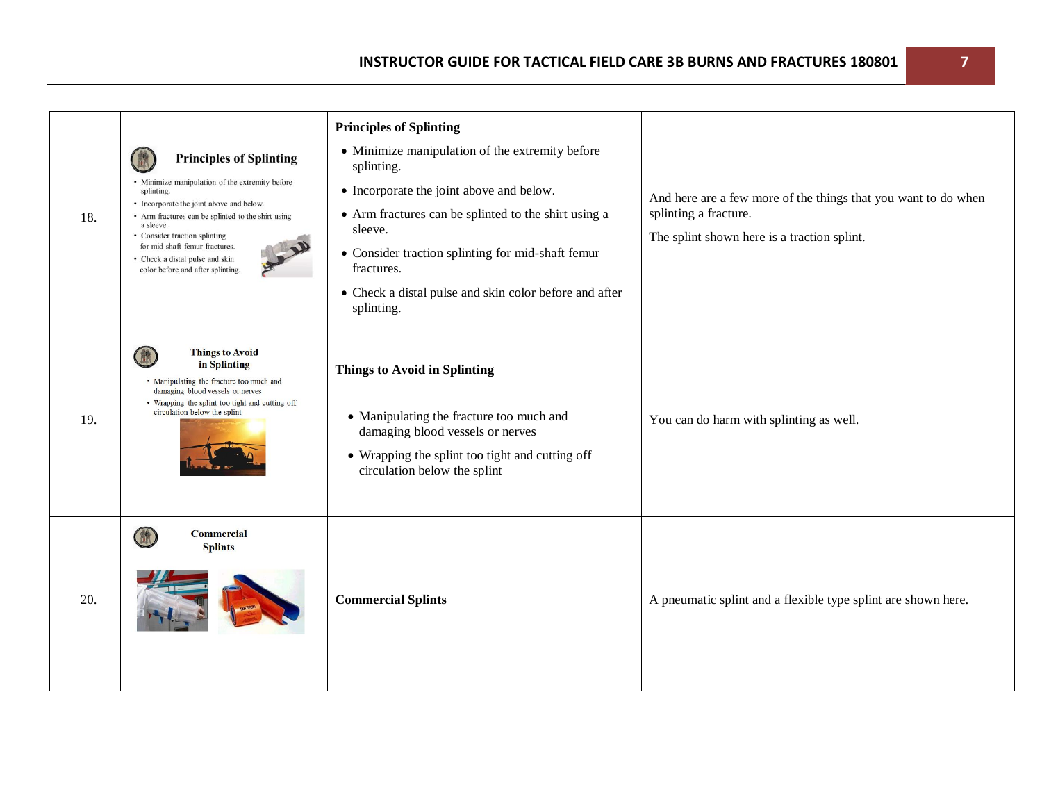| | | | |
|---|---|---|---|
| 18. | **Principles of Splinting** • Minimize manipulation of the extremity before splinting. • Incorporate the joint above and below. • Arm fractures can be splinted to the shirt using a sleeve. • Consider traction splinting for mid-shaft femur fractures. • Check a distal pulse and skin color before and after splinting. | **Principles of Splinting**<br>• Minimize manipulation of the extremity before splinting.<br>• Incorporate the joint above and below.<br>• Arm fractures can be splinted to the shirt using a sleeve.<br>• Consider traction splinting for mid-shaft femur fractures.<br>• Check a distal pulse and skin color before and after splinting. | And here are a few more of the things that you want to do when splinting a fracture.<br>The splint shown here is a traction splint. |
| 19. | **Things to Avoid in Splinting** • Manipulating the fracture too much and damaging blood vessels or nerves • Wrapping the splint too tight and cutting off circulation below the splint | **Things to Avoid in Splinting**<br>• Manipulating the fracture too much and damaging blood vessels or nerves<br>• Wrapping the splint too tight and cutting off circulation below the splint | You can do harm with splinting as well. |
| 20. | **Commercial Splints** | **Commercial Splints** | A pneumatic splint and a flexible type splint are shown here. |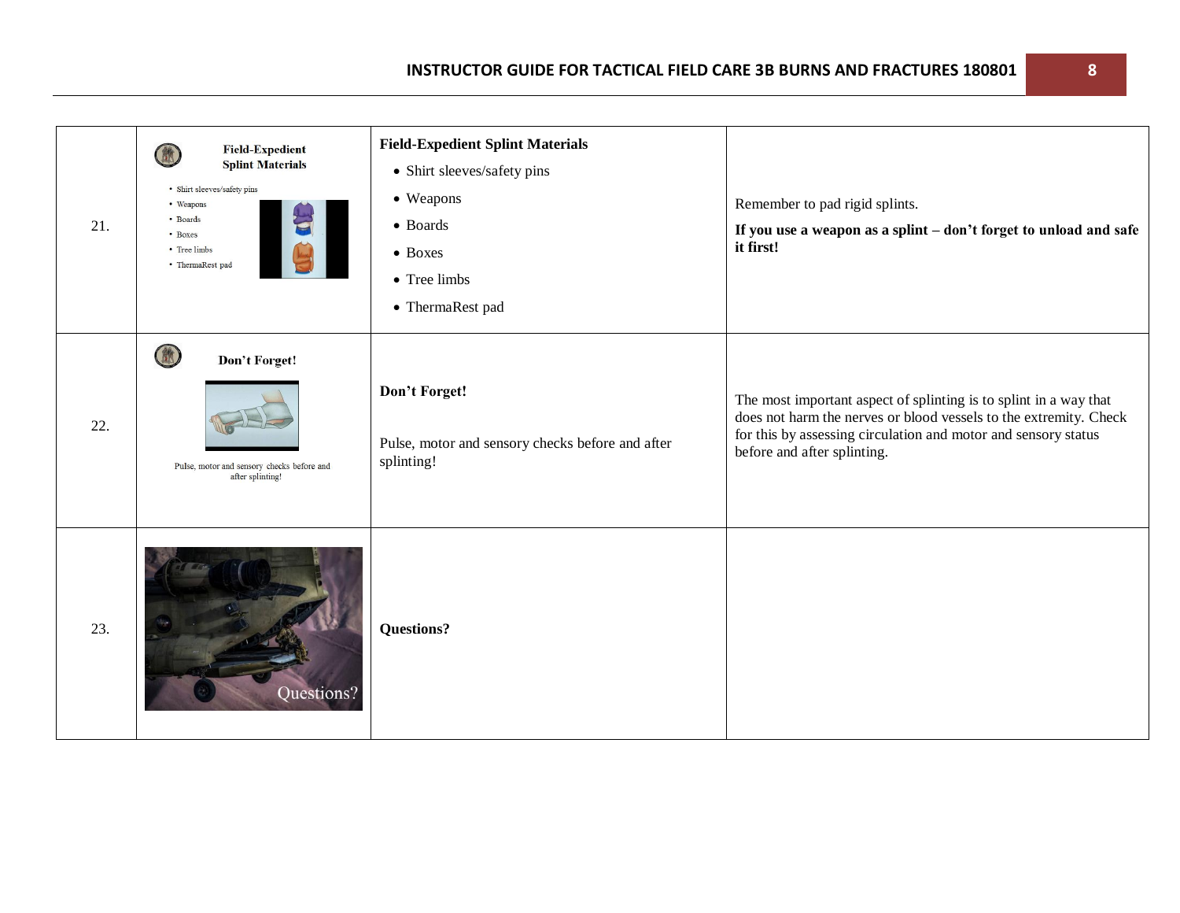| | | | |
|---|---|---|---|
| 21. | **Field-Expedient Splint Materials** • Shirt sleeves/safety pins • Weapons • Boards • Boxes • Tree limbs • ThermaRest pad | **Field-Expedient Splint Materials** • Shirt sleeves/safety pins • Weapons • Boards • Boxes • Tree limbs • ThermaRest pad | Remember to pad rigid splints. **If you use a weapon as a splint – don't forget to unload and safe it first!** |
| 22. | **Don't Forget!** Pulse, motor and sensory checks before and after splinting! | **Don't Forget!** Pulse, motor and sensory checks before and after splinting! | The most important aspect of splinting is to splint in a way that does not harm the nerves or blood vessels to the extremity. Check for this by assessing circulation and motor and sensory status before and after splinting. |
| 23. | Questions? | **Questions?** | |